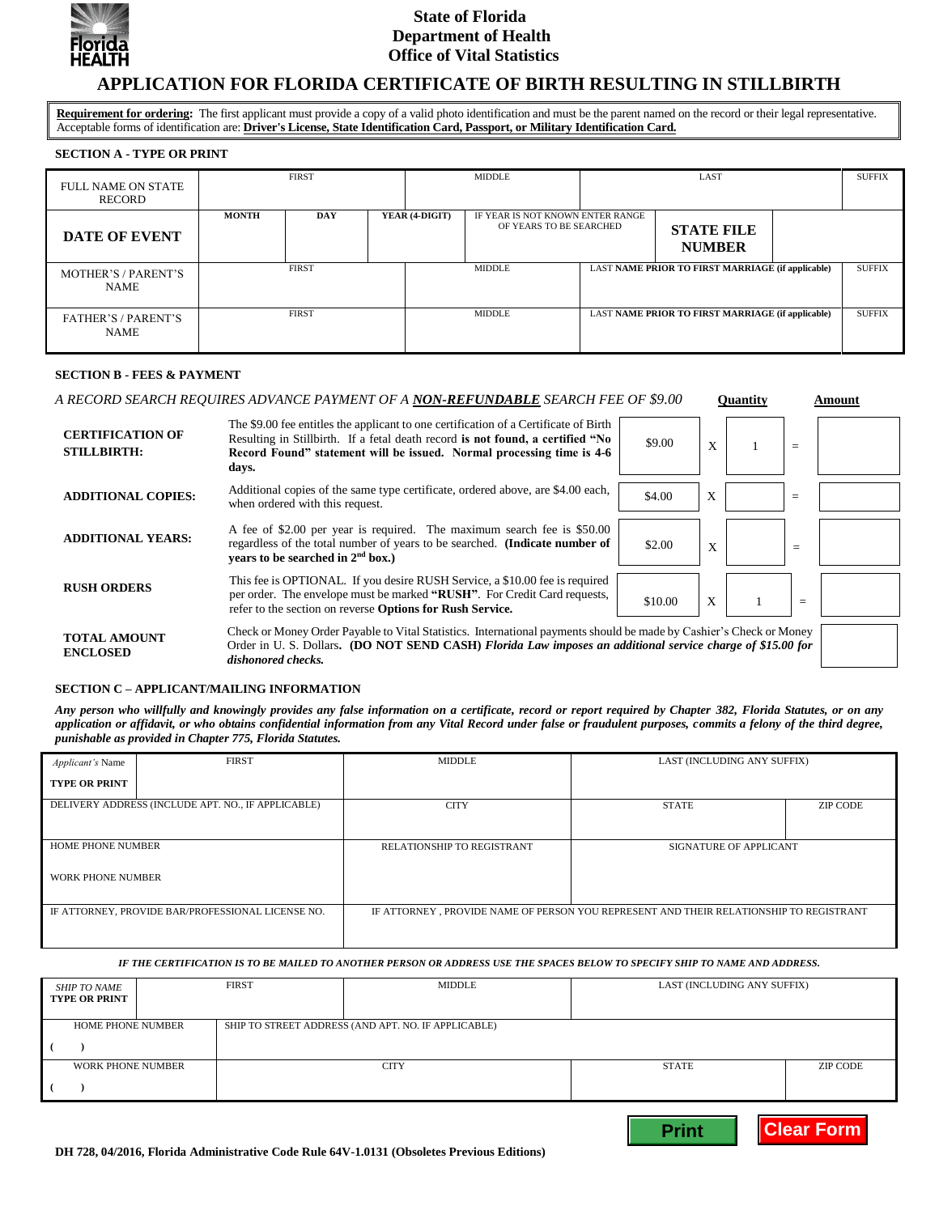State of Florida
Department of Health
Office of Vital Statistics

# APPLICATION FOR FLORIDA CERTIFICATE OF BIRTH RESULTING IN STILLBIRTH

**Requirement for ordering:** The first applicant must provide a copy of a valid photo identification and must be the parent named on the record or their legal representative. Acceptable forms of identification are: **Driver's License, State Identification Card, Passport, or Military Identification Card.**

### SECTION A - TYPE OR PRINT

| FULL NAME ON STATE RECORD | FIRST | | MIDDLE | LAST | | SUFFIX |
|---|---|---|---|---|---|---|
| **DATE OF EVENT** | MONTH | DAY | YEAR (4-DIGIT) | IF YEAR IS NOT KNOWN ENTER RANGE OF YEARS TO BE SEARCHED | **STATE FILE NUMBER** | |
| MOTHER'S / PARENT'S NAME | FIRST | | MIDDLE | LAST **NAME PRIOR TO FIRST MARRIAGE (if applicable)** | | SUFFIX |
| FATHER'S / PARENT'S NAME | FIRST | | MIDDLE | LAST **NAME PRIOR TO FIRST MARRIAGE (if applicable)** | | SUFFIX |

### SECTION B - FEES & PAYMENT

*A RECORD SEARCH REQUIRES ADVANCE PAYMENT OF A **NON-REFUNDABLE** SEARCH FEE OF $9.00*

| | | Fee | | Quantity | | Amount |
|---|---|---|---|---|---|---|
| **CERTIFICATION OF STILLBIRTH:** | The $9.00 fee entitles the applicant to one certification of a Certificate of Birth Resulting in Stillbirth. If a fetal death record **is not found, a certified "No Record Found" statement will be issued. Normal processing time is 4-6 days.** | $9.00 | X | 1 | = | |
| **ADDITIONAL COPIES:** | Additional copies of the same type certificate, ordered above, are $4.00 each, when ordered with this request. | $4.00 | X | | = | |
| **ADDITIONAL YEARS:** | A fee of $2.00 per year is required. The maximum search fee is $50.00 regardless of the total number of years to be searched. **(Indicate number of years to be searched in 2nd box.)** | $2.00 | X | | = | |
| **RUSH ORDERS** | This fee is OPTIONAL. If you desire RUSH Service, a $10.00 fee is required per order. The envelope must be marked **"RUSH"**. For Credit Card requests, refer to the section on reverse **Options for Rush Service.** | $10.00 | X | 1 | = | |
| **TOTAL AMOUNT ENCLOSED** | Check or Money Order Payable to Vital Statistics. International payments should be made by Cashier's Check or Money Order in U. S. Dollars**. (DO NOT SEND CASH)** ***Florida Law imposes an additional service charge of $15.00 for dishonored checks.*** | | | | | |

### SECTION C – APPLICANT/MAILING INFORMATION

***Any person who willfully and knowingly provides any false information on a certificate, record or report required by Chapter 382, Florida Statutes, or on any application or affidavit, or who obtains confidential information from any Vital Record under false or fraudulent purposes, commits a felony of the third degree, punishable as provided in Chapter 775, Florida Statutes.***

| *Applicant's Name* **TYPE OR PRINT** | FIRST | MIDDLE | LAST (INCLUDING ANY SUFFIX) | |
|---|---|---|---|---|
| DELIVERY ADDRESS (INCLUDE APT. NO., IF APPLICABLE) | | CITY | STATE | ZIP CODE |
| HOME PHONE NUMBER<br>WORK PHONE NUMBER | | RELATIONSHIP TO REGISTRANT | SIGNATURE OF APPLICANT | |
| IF ATTORNEY, PROVIDE BAR/PROFESSIONAL LICENSE NO. | | IF ATTORNEY , PROVIDE NAME OF PERSON YOU REPRESENT AND THEIR RELATIONSHIP TO REGISTRANT | | |

***IF THE CERTIFICATION IS TO BE MAILED TO ANOTHER PERSON OR ADDRESS USE THE SPACES BELOW TO SPECIFY SHIP TO NAME AND ADDRESS.***

| *SHIP TO NAME* **TYPE OR PRINT** | FIRST | MIDDLE | LAST (INCLUDING ANY SUFFIX) | |
|---|---|---|---|---|
| HOME PHONE NUMBER<br>(   ) | SHIP TO STREET ADDRESS (AND APT. NO. IF APPLICABLE) | | | |
| WORK PHONE NUMBER<br>(   ) | CITY | | STATE | ZIP CODE |

Print | Clear Form

**DH 728, 04/2016, Florida Administrative Code Rule 64V-1.0131 (Obsoletes Previous Editions)**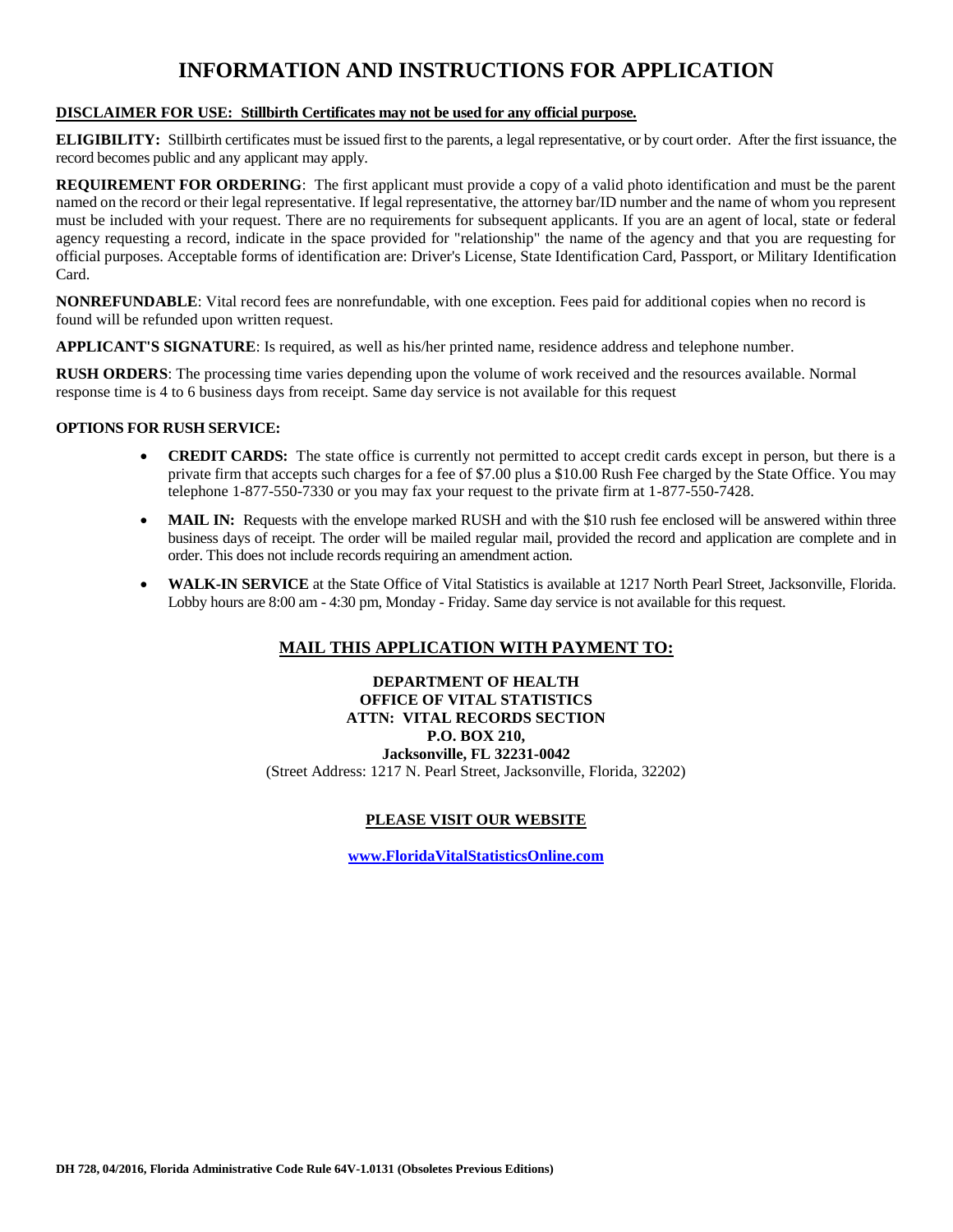# INFORMATION AND INSTRUCTIONS FOR APPLICATION

**DISCLAIMER FOR USE: Stillbirth Certificates may not be used for any official purpose.**

**ELIGIBILITY:** Stillbirth certificates must be issued first to the parents, a legal representative, or by court order. After the first issuance, the record becomes public and any applicant may apply.

**REQUIREMENT FOR ORDERING**: The first applicant must provide a copy of a valid photo identification and must be the parent named on the record or their legal representative. If legal representative, the attorney bar/ID number and the name of whom you represent must be included with your request. There are no requirements for subsequent applicants. If you are an agent of local, state or federal agency requesting a record, indicate in the space provided for "relationship" the name of the agency and that you are requesting for official purposes. Acceptable forms of identification are: Driver's License, State Identification Card, Passport, or Military Identification Card.

**NONREFUNDABLE**: Vital record fees are nonrefundable, with one exception. Fees paid for additional copies when no record is found will be refunded upon written request.

**APPLICANT'S SIGNATURE**: Is required, as well as his/her printed name, residence address and telephone number.

**RUSH ORDERS**: The processing time varies depending upon the volume of work received and the resources available. Normal response time is 4 to 6 business days from receipt. Same day service is not available for this request

**OPTIONS FOR RUSH SERVICE:**

- **CREDIT CARDS:** The state office is currently not permitted to accept credit cards except in person, but there is a private firm that accepts such charges for a fee of $7.00 plus a $10.00 Rush Fee charged by the State Office. You may telephone 1-877-550-7330 or you may fax your request to the private firm at 1-877-550-7428.
- **MAIL IN:** Requests with the envelope marked RUSH and with the $10 rush fee enclosed will be answered within three business days of receipt. The order will be mailed regular mail, provided the record and application are complete and in order. This does not include records requiring an amendment action.
- **WALK-IN SERVICE** at the State Office of Vital Statistics is available at 1217 North Pearl Street, Jacksonville, Florida. Lobby hours are 8:00 am - 4:30 pm, Monday - Friday. Same day service is not available for this request.

## MAIL THIS APPLICATION WITH PAYMENT TO:

**DEPARTMENT OF HEALTH**
**OFFICE OF VITAL STATISTICS**
**ATTN: VITAL RECORDS SECTION**
**P.O. BOX 210,**
**Jacksonville, FL 32231-0042**
(Street Address: 1217 N. Pearl Street, Jacksonville, Florida, 32202)

**PLEASE VISIT OUR WEBSITE**

**www.FloridaVitalStatisticsOnline.com**

**DH 728, 04/2016, Florida Administrative Code Rule 64V-1.0131 (Obsoletes Previous Editions)**